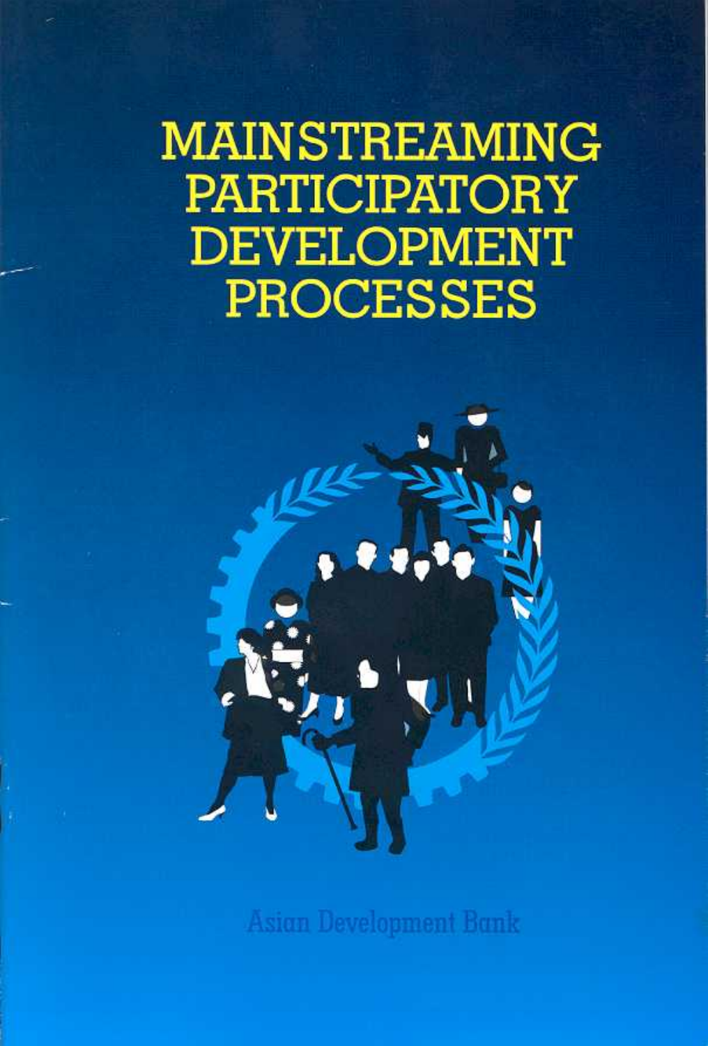# MAINSTREAMING PARTICIPATORY DEVELOPMENT PROCESSES

Asian Development Bank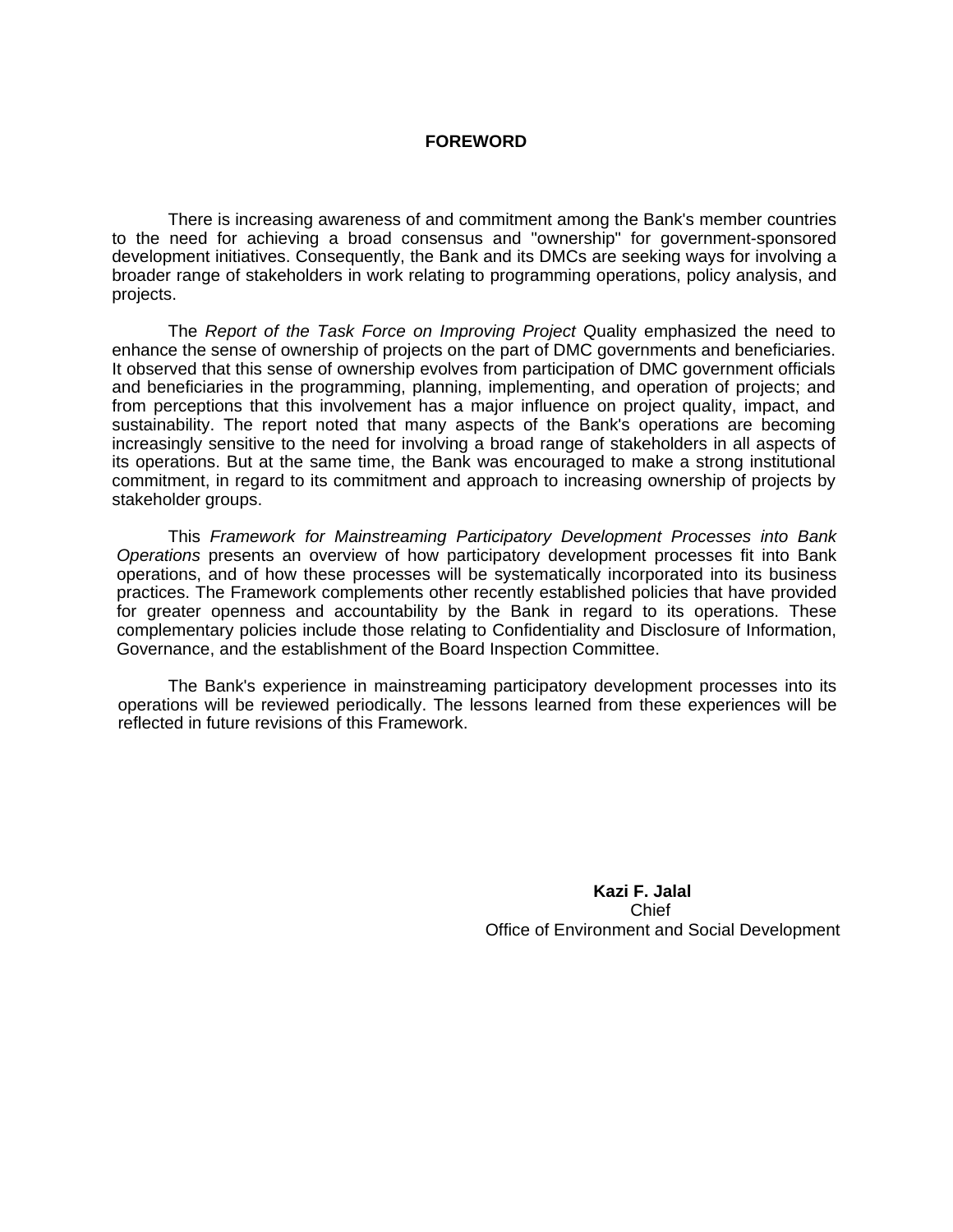## FOREWORD

There is increasing awareness of and commitment among the Bank's member countries to the need for achieving a broad consensus and "ownership" for government-sponsored development initiatives. Consequently, the Bank and its DMCs are seeking ways for involving a broader range of stakeholders in work relating to programming operations, policy analysis, and projects.

The *Report of the Task Force on Improving Project* Quality emphasized the need to enhance the sense of ownership of projects on the part of DMC governments and beneficiaries. It observed that this sense of ownership evolves from participation of DMC government officials and beneficiaries in the programming, planning, implementing, and operation of projects; and from perceptions that this involvement has a major influence on project quality, impact, and sustainability. The report noted that many aspects of the Bank's operations are becoming increasingly sensitive to the need for involving a broad range of stakeholders in all aspects of its operations. But at the same time, the Bank was encouraged to make a strong institutional commitment, in regard to its commitment and approach to increasing ownership of projects by stakeholder groups.

This *Framework for Mainstreaming Participatory Development Processes into Bank Operations* presents an overview of how participatory development processes fit into Bank operations, and of how these processes will be systematically incorporated into its business practices. The Framework complements other recently established policies that have provided for greater openness and accountability by the Bank in regard to its operations. These complementary policies include those relating to Confidentiality and Disclosure of Information, Governance, and the establishment of the Board Inspection Committee.

The Bank's experience in mainstreaming participatory development processes into its operations will be reviewed periodically. The lessons learned from these experiences will be reflected in future revisions of this Framework.

**Kazi F. Jalal**
Chief
Office of Environment and Social Development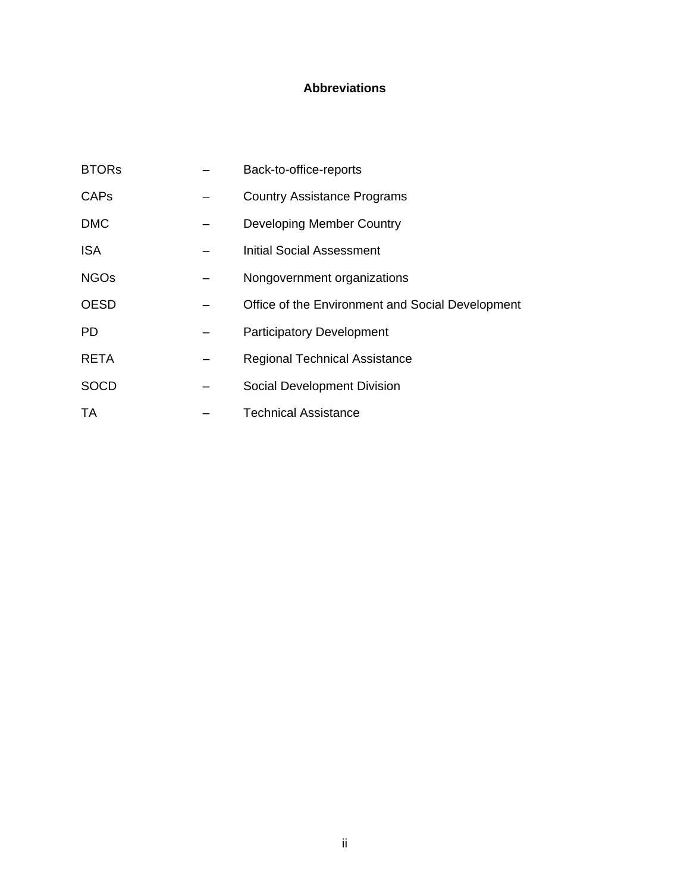# Abbreviations

| | | |
|---|---|---|
| BTORs | – | Back-to-office-reports |
| CAPs | – | Country Assistance Programs |
| DMC | – | Developing Member Country |
| ISA | – | Initial Social Assessment |
| NGOs | – | Nongovernment organizations |
| OESD | – | Office of the Environment and Social Development |
| PD | – | Participatory Development |
| RETA | – | Regional Technical Assistance |
| SOCD | – | Social Development Division |
| TA | – | Technical Assistance |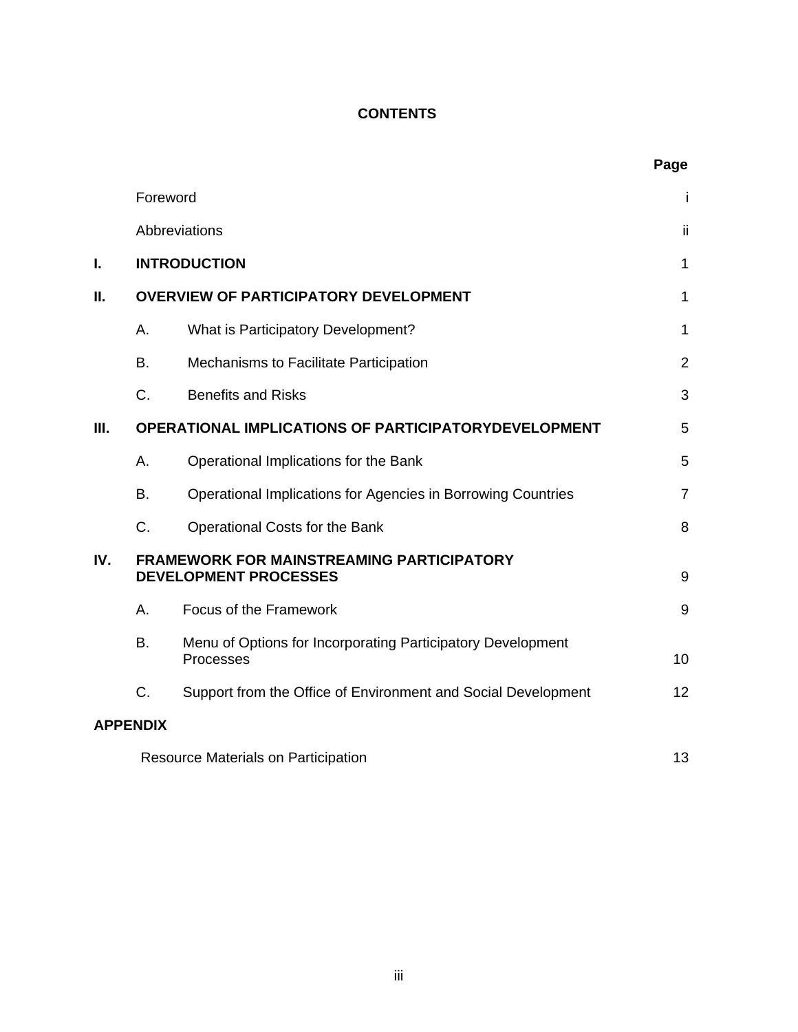# CONTENTS

| | | Page |
|---|---|---|
| | Foreword | i |
| | Abbreviations | ii |
| **I.** | **INTRODUCTION** | 1 |
| **II.** | **OVERVIEW OF PARTICIPATORY DEVELOPMENT** | 1 |
| | A. What is Participatory Development? | 1 |
| | B. Mechanisms to Facilitate Participation | 2 |
| | C. Benefits and Risks | 3 |
| **III.** | **OPERATIONAL IMPLICATIONS OF PARTICIPATORYDEVELOPMENT** | 5 |
| | A. Operational Implications for the Bank | 5 |
| | B. Operational Implications for Agencies in Borrowing Countries | 7 |
| | C. Operational Costs for the Bank | 8 |
| **IV.** | **FRAMEWORK FOR MAINSTREAMING PARTICIPATORY DEVELOPMENT PROCESSES** | 9 |
| | A. Focus of the Framework | 9 |
| | B. Menu of Options for Incorporating Participatory Development Processes | 10 |
| | C. Support from the Office of Environment and Social Development | 12 |
| **APPENDIX** | | |
| | Resource Materials on Participation | 13 |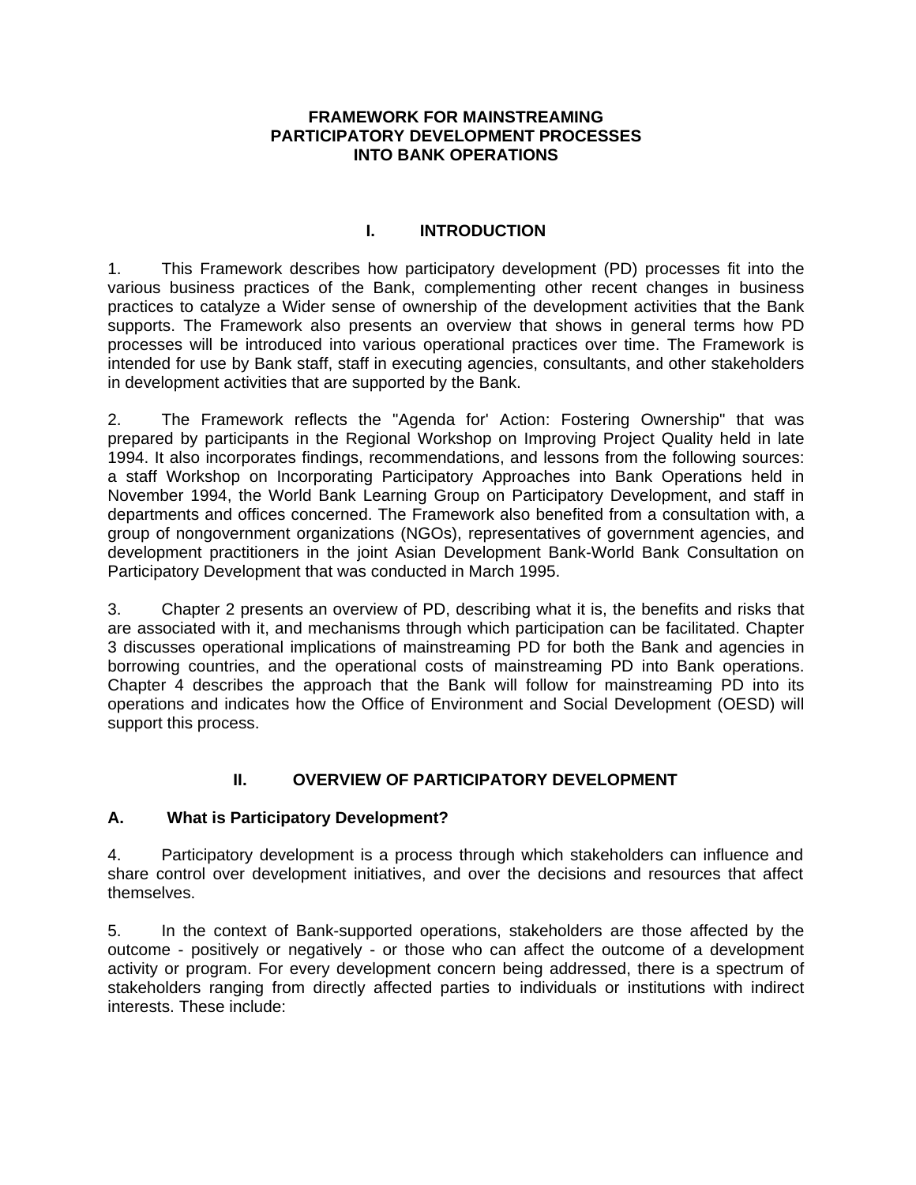# FRAMEWORK FOR MAINSTREAMING PARTICIPATORY DEVELOPMENT PROCESSES INTO BANK OPERATIONS

## I. INTRODUCTION

1. This Framework describes how participatory development (PD) processes fit into the various business practices of the Bank, complementing other recent changes in business practices to catalyze a Wider sense of ownership of the development activities that the Bank supports. The Framework also presents an overview that shows in general terms how PD processes will be introduced into various operational practices over time. The Framework is intended for use by Bank staff, staff in executing agencies, consultants, and other stakeholders in development activities that are supported by the Bank.

2. The Framework reflects the "Agenda for' Action: Fostering Ownership" that was prepared by participants in the Regional Workshop on Improving Project Quality held in late 1994. It also incorporates findings, recommendations, and lessons from the following sources: a staff Workshop on Incorporating Participatory Approaches into Bank Operations held in November 1994, the World Bank Learning Group on Participatory Development, and staff in departments and offices concerned. The Framework also benefited from a consultation with, a group of nongovernment organizations (NGOs), representatives of government agencies, and development practitioners in the joint Asian Development Bank-World Bank Consultation on Participatory Development that was conducted in March 1995.

3. Chapter 2 presents an overview of PD, describing what it is, the benefits and risks that are associated with it, and mechanisms through which participation can be facilitated. Chapter 3 discusses operational implications of mainstreaming PD for both the Bank and agencies in borrowing countries, and the operational costs of mainstreaming PD into Bank operations. Chapter 4 describes the approach that the Bank will follow for mainstreaming PD into its operations and indicates how the Office of Environment and Social Development (OESD) will support this process.

## II. OVERVIEW OF PARTICIPATORY DEVELOPMENT

### A. What is Participatory Development?

4. Participatory development is a process through which stakeholders can influence and share control over development initiatives, and over the decisions and resources that affect themselves.

5. In the context of Bank-supported operations, stakeholders are those affected by the outcome - positively or negatively - or those who can affect the outcome of a development activity or program. For every development concern being addressed, there is a spectrum of stakeholders ranging from directly affected parties to individuals or institutions with indirect interests. These include: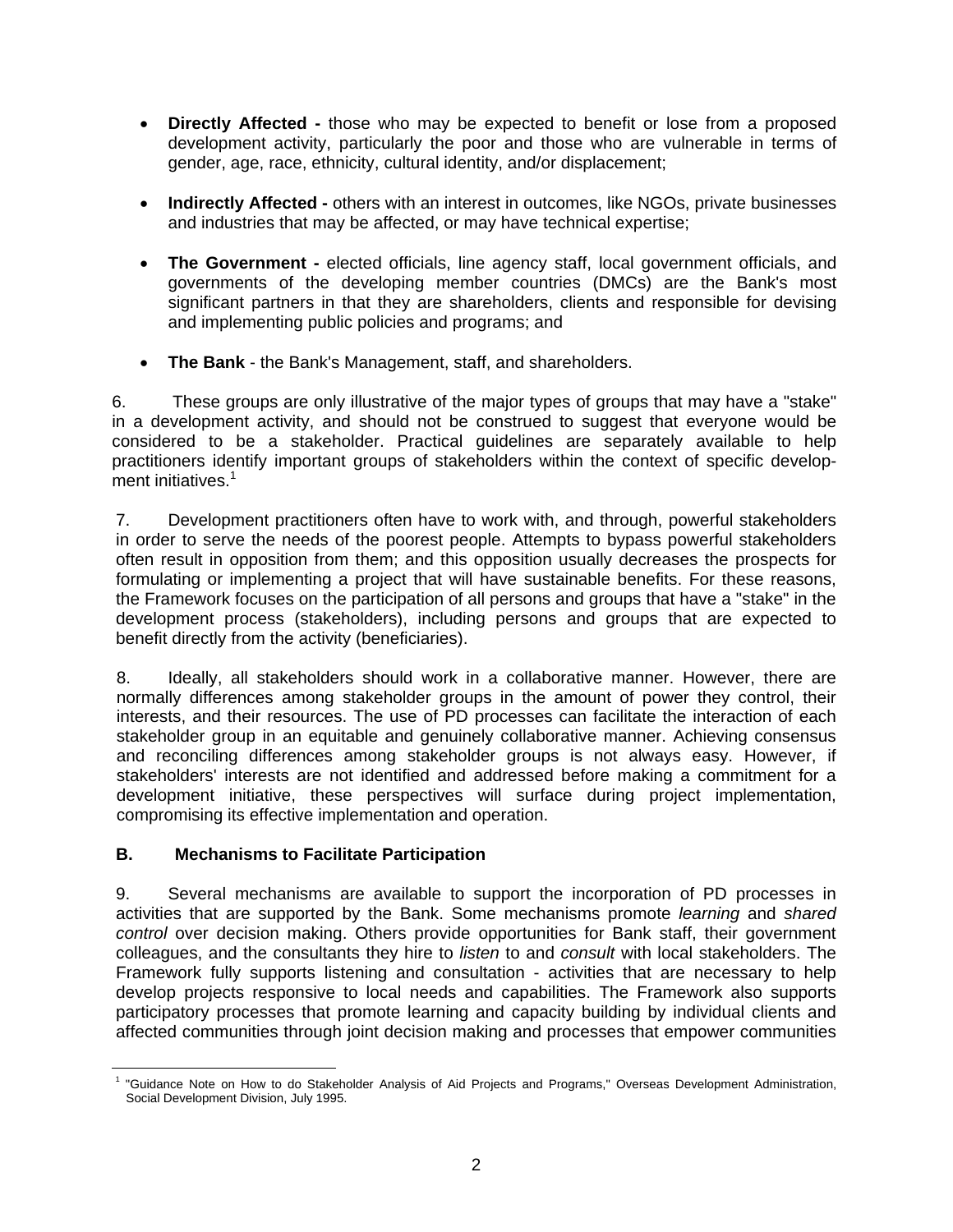- **Directly Affected -** those who may be expected to benefit or lose from a proposed development activity, particularly the poor and those who are vulnerable in terms of gender, age, race, ethnicity, cultural identity, and/or displacement;

- **Indirectly Affected -** others with an interest in outcomes, like NGOs, private businesses and industries that may be affected, or may have technical expertise;

- **The Government -** elected officials, line agency staff, local government officials, and governments of the developing member countries (DMCs) are the Bank's most significant partners in that they are shareholders, clients and responsible for devising and implementing public policies and programs; and

- **The Bank** - the Bank's Management, staff, and shareholders.

6. These groups are only illustrative of the major types of groups that may have a "stake" in a development activity, and should not be construed to suggest that everyone would be considered to be a stakeholder. Practical guidelines are separately available to help practitioners identify important groups of stakeholders within the context of specific development initiatives.[1]

7. Development practitioners often have to work with, and through, powerful stakeholders in order to serve the needs of the poorest people. Attempts to bypass powerful stakeholders often result in opposition from them; and this opposition usually decreases the prospects for formulating or implementing a project that will have sustainable benefits. For these reasons, the Framework focuses on the participation of all persons and groups that have a "stake" in the development process (stakeholders), including persons and groups that are expected to benefit directly from the activity (beneficiaries).

8. Ideally, all stakeholders should work in a collaborative manner. However, there are normally differences among stakeholder groups in the amount of power they control, their interests, and their resources. The use of PD processes can facilitate the interaction of each stakeholder group in an equitable and genuinely collaborative manner. Achieving consensus and reconciling differences among stakeholder groups is not always easy. However, if stakeholders' interests are not identified and addressed before making a commitment for a development initiative, these perspectives will surface during project implementation, compromising its effective implementation and operation.

### B. Mechanisms to Facilitate Participation

9. Several mechanisms are available to support the incorporation of PD processes in activities that are supported by the Bank. Some mechanisms promote *learning* and *shared control* over decision making. Others provide opportunities for Bank staff, their government colleagues, and the consultants they hire to *listen* to and *consult* with local stakeholders. The Framework fully supports listening and consultation - activities that are necessary to help develop projects responsive to local needs and capabilities. The Framework also supports participatory processes that promote learning and capacity building by individual clients and affected communities through joint decision making and processes that empower communities

---

[1] "Guidance Note on How to do Stakeholder Analysis of Aid Projects and Programs," Overseas Development Administration, Social Development Division, July 1995.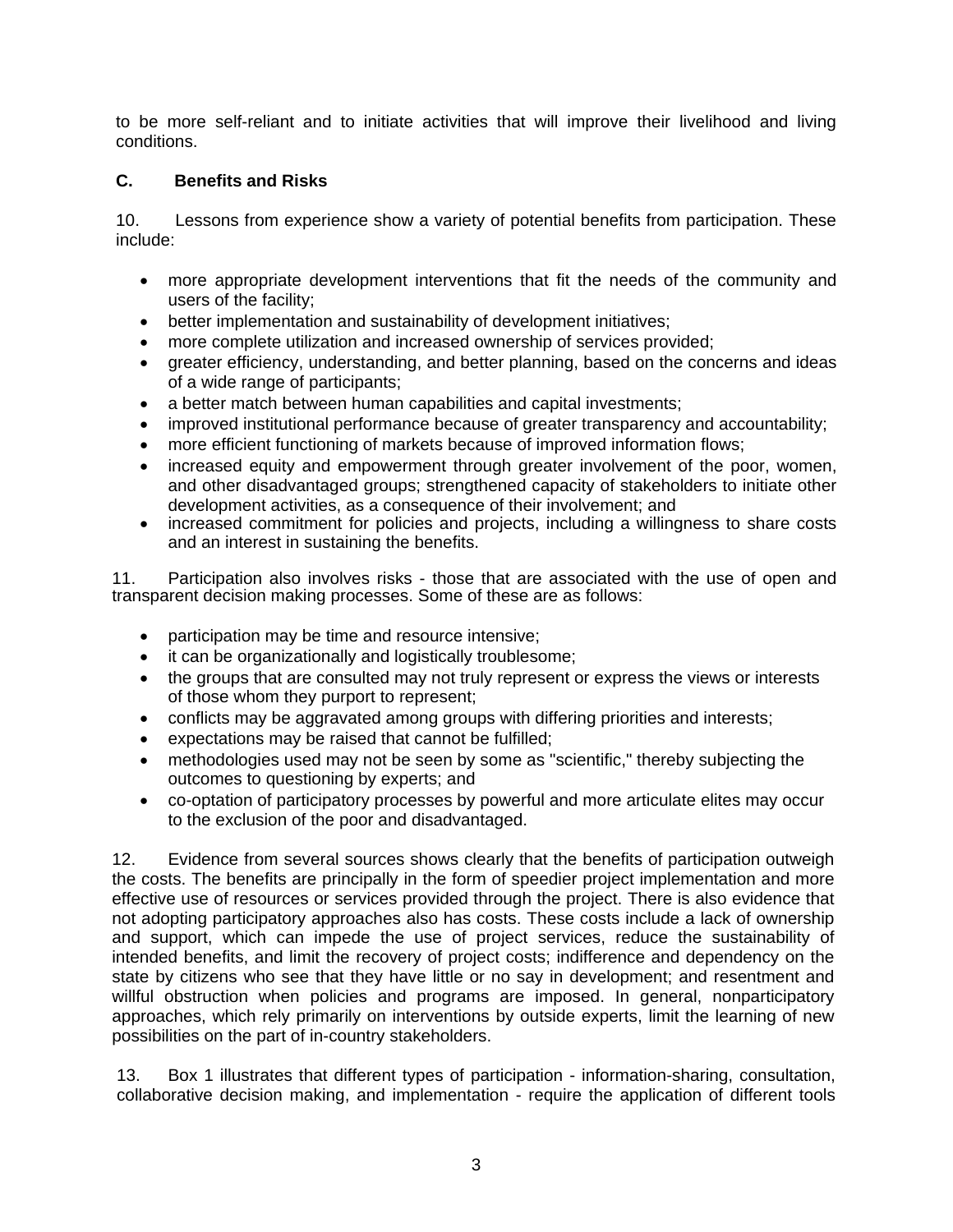to be more self-reliant and to initiate activities that will improve their livelihood and living conditions.

### C. Benefits and Risks

10. Lessons from experience show a variety of potential benefits from participation. These include:

- more appropriate development interventions that fit the needs of the community and users of the facility;
- better implementation and sustainability of development initiatives;
- more complete utilization and increased ownership of services provided;
- greater efficiency, understanding, and better planning, based on the concerns and ideas of a wide range of participants;
- a better match between human capabilities and capital investments;
- improved institutional performance because of greater transparency and accountability;
- more efficient functioning of markets because of improved information flows;
- increased equity and empowerment through greater involvement of the poor, women, and other disadvantaged groups; strengthened capacity of stakeholders to initiate other development activities, as a consequence of their involvement; and
- increased commitment for policies and projects, including a willingness to share costs and an interest in sustaining the benefits.

11. Participation also involves risks - those that are associated with the use of open and transparent decision making processes. Some of these are as follows:

- participation may be time and resource intensive;
- it can be organizationally and logistically troublesome;
- the groups that are consulted may not truly represent or express the views or interests of those whom they purport to represent;
- conflicts may be aggravated among groups with differing priorities and interests;
- expectations may be raised that cannot be fulfilled;
- methodologies used may not be seen by some as "scientific," thereby subjecting the outcomes to questioning by experts; and
- co-optation of participatory processes by powerful and more articulate elites may occur to the exclusion of the poor and disadvantaged.

12. Evidence from several sources shows clearly that the benefits of participation outweigh the costs. The benefits are principally in the form of speedier project implementation and more effective use of resources or services provided through the project. There is also evidence that not adopting participatory approaches also has costs. These costs include a lack of ownership and support, which can impede the use of project services, reduce the sustainability of intended benefits, and limit the recovery of project costs; indifference and dependency on the state by citizens who see that they have little or no say in development; and resentment and willful obstruction when policies and programs are imposed. In general, nonparticipatory approaches, which rely primarily on interventions by outside experts, limit the learning of new possibilities on the part of in-country stakeholders.

13. Box 1 illustrates that different types of participation - information-sharing, consultation, collaborative decision making, and implementation - require the application of different tools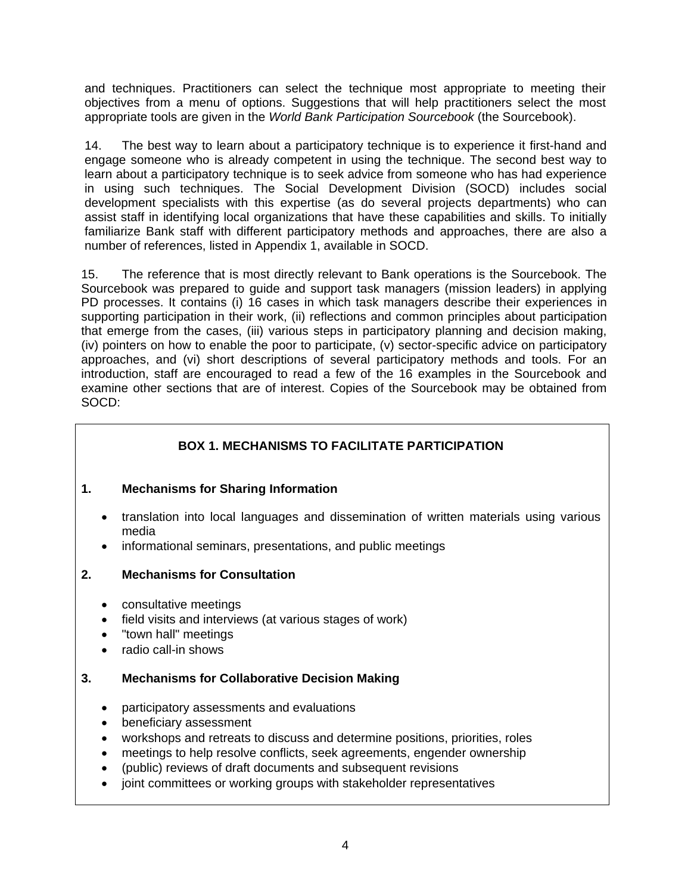and techniques. Practitioners can select the technique most appropriate to meeting their objectives from a menu of options. Suggestions that will help practitioners select the most appropriate tools are given in the *World Bank Participation Sourcebook* (the Sourcebook).

14. The best way to learn about a participatory technique is to experience it first-hand and engage someone who is already competent in using the technique. The second best way to learn about a participatory technique is to seek advice from someone who has had experience in using such techniques. The Social Development Division (SOCD) includes social development specialists with this expertise (as do several projects departments) who can assist staff in identifying local organizations that have these capabilities and skills. To initially familiarize Bank staff with different participatory methods and approaches, there are also a number of references, listed in Appendix 1, available in SOCD.

15. The reference that is most directly relevant to Bank operations is the Sourcebook. The Sourcebook was prepared to guide and support task managers (mission leaders) in applying PD processes. It contains (i) 16 cases in which task managers describe their experiences in supporting participation in their work, (ii) reflections and common principles about participation that emerge from the cases, (iii) various steps in participatory planning and decision making, (iv) pointers on how to enable the poor to participate, (v) sector-specific advice on participatory approaches, and (vi) short descriptions of several participatory methods and tools. For an introduction, staff are encouraged to read a few of the 16 examples in the Sourcebook and examine other sections that are of interest. Copies of the Sourcebook may be obtained from SOCD:

**BOX 1. MECHANISMS TO FACILITATE PARTICIPATION**

**1. Mechanisms for Sharing Information**

- translation into local languages and dissemination of written materials using various media
- informational seminars, presentations, and public meetings

**2. Mechanisms for Consultation**

- consultative meetings
- field visits and interviews (at various stages of work)
- "town hall" meetings
- radio call-in shows

**3. Mechanisms for Collaborative Decision Making**

- participatory assessments and evaluations
- beneficiary assessment
- workshops and retreats to discuss and determine positions, priorities, roles
- meetings to help resolve conflicts, seek agreements, engender ownership
- (public) reviews of draft documents and subsequent revisions
- joint committees or working groups with stakeholder representatives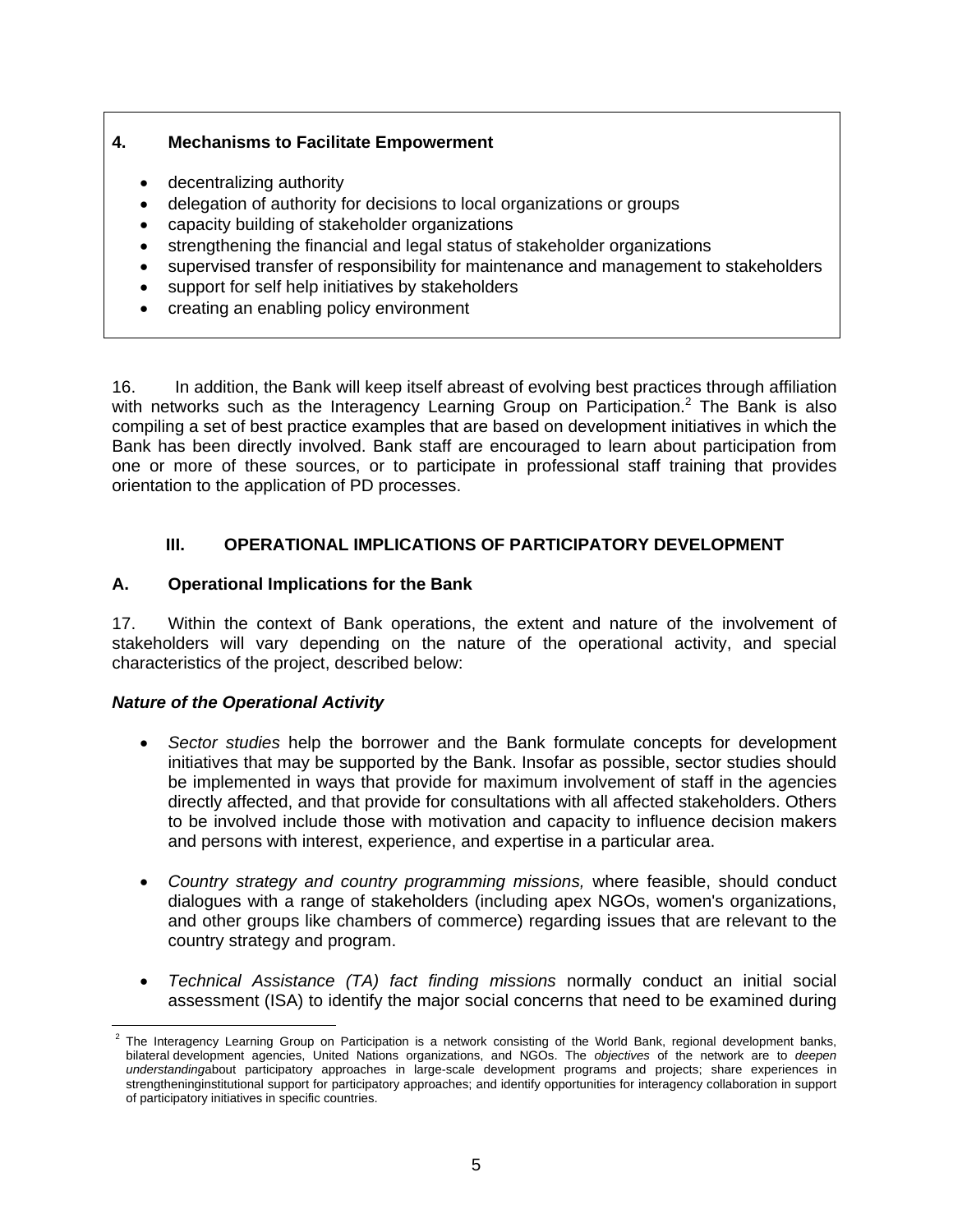**4. Mechanisms to Facilitate Empowerment**

- decentralizing authority
- delegation of authority for decisions to local organizations or groups
- capacity building of stakeholder organizations
- strengthening the financial and legal status of stakeholder organizations
- supervised transfer of responsibility for maintenance and management to stakeholders
- support for self help initiatives by stakeholders
- creating an enabling policy environment

16. In addition, the Bank will keep itself abreast of evolving best practices through affiliation with networks such as the Interagency Learning Group on Participation.[2] The Bank is also compiling a set of best practice examples that are based on development initiatives in which the Bank has been directly involved. Bank staff are encouraged to learn about participation from one or more of these sources, or to participate in professional staff training that provides orientation to the application of PD processes.

## III. OPERATIONAL IMPLICATIONS OF PARTICIPATORY DEVELOPMENT

### A. Operational Implications for the Bank

17. Within the context of Bank operations, the extent and nature of the involvement of stakeholders will vary depending on the nature of the operational activity, and special characteristics of the project, described below:

***Nature of the Operational Activity***

- *Sector studies* help the borrower and the Bank formulate concepts for development initiatives that may be supported by the Bank. Insofar as possible, sector studies should be implemented in ways that provide for maximum involvement of staff in the agencies directly affected, and that provide for consultations with all affected stakeholders. Others to be involved include those with motivation and capacity to influence decision makers and persons with interest, experience, and expertise in a particular area.

- *Country strategy and country programming missions,* where feasible, should conduct dialogues with a range of stakeholders (including apex NGOs, women's organizations, and other groups like chambers of commerce) regarding issues that are relevant to the country strategy and program.

- *Technical Assistance (TA) fact finding missions* normally conduct an initial social assessment (ISA) to identify the major social concerns that need to be examined during

[2] The Interagency Learning Group on Participation is a network consisting of the World Bank, regional development banks, bilateral development agencies, United Nations organizations, and NGOs. The *objectives* of the network are to *deepen understanding*about participatory approaches in large-scale development programs and projects; share experiences in strengtheninginstitutional support for participatory approaches; and identify opportunities for interagency collaboration in support of participatory initiatives in specific countries.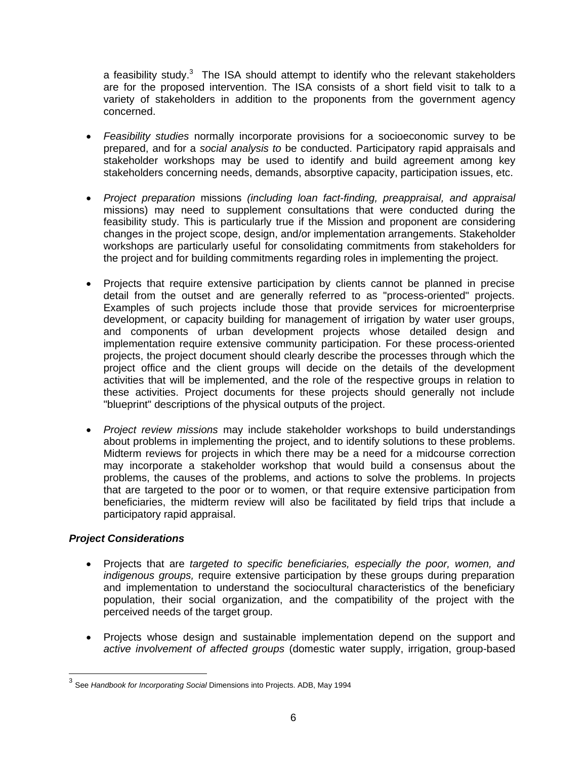a feasibility study.[3] The ISA should attempt to identify who the relevant stakeholders are for the proposed intervention. The ISA consists of a short field visit to talk to a variety of stakeholders in addition to the proponents from the government agency concerned.

- *Feasibility studies* normally incorporate provisions for a socioeconomic survey to be prepared, and for a *social analysis to* be conducted. Participatory rapid appraisals and stakeholder workshops may be used to identify and build agreement among key stakeholders concerning needs, demands, absorptive capacity, participation issues, etc.

- *Project preparation* missions *(including loan fact-finding, preappraisal, and appraisal* missions) may need to supplement consultations that were conducted during the feasibility study. This is particularly true if the Mission and proponent are considering changes in the project scope, design, and/or implementation arrangements. Stakeholder workshops are particularly useful for consolidating commitments from stakeholders for the project and for building commitments regarding roles in implementing the project.

- Projects that require extensive participation by clients cannot be planned in precise detail from the outset and are generally referred to as "process-oriented" projects. Examples of such projects include those that provide services for microenterprise development, or capacity building for management of irrigation by water user groups, and components of urban development projects whose detailed design and implementation require extensive community participation. For these process-oriented projects, the project document should clearly describe the processes through which the project office and the client groups will decide on the details of the development activities that will be implemented, and the role of the respective groups in relation to these activities. Project documents for these projects should generally not include "blueprint" descriptions of the physical outputs of the project.

- *Project review missions* may include stakeholder workshops to build understandings about problems in implementing the project, and to identify solutions to these problems. Midterm reviews for projects in which there may be a need for a midcourse correction may incorporate a stakeholder workshop that would build a consensus about the problems, the causes of the problems, and actions to solve the problems. In projects that are targeted to the poor or to women, or that require extensive participation from beneficiaries, the midterm review will also be facilitated by field trips that include a participatory rapid appraisal.

***Project Considerations***

- Projects that are *targeted to specific beneficiaries, especially the poor, women, and indigenous groups,* require extensive participation by these groups during preparation and implementation to understand the sociocultural characteristics of the beneficiary population, their social organization, and the compatibility of the project with the perceived needs of the target group.

- Projects whose design and sustainable implementation depend on the support and *active involvement of affected groups* (domestic water supply, irrigation, group-based

---

[3] See *Handbook for Incorporating Social* Dimensions into Projects. ADB, May 1994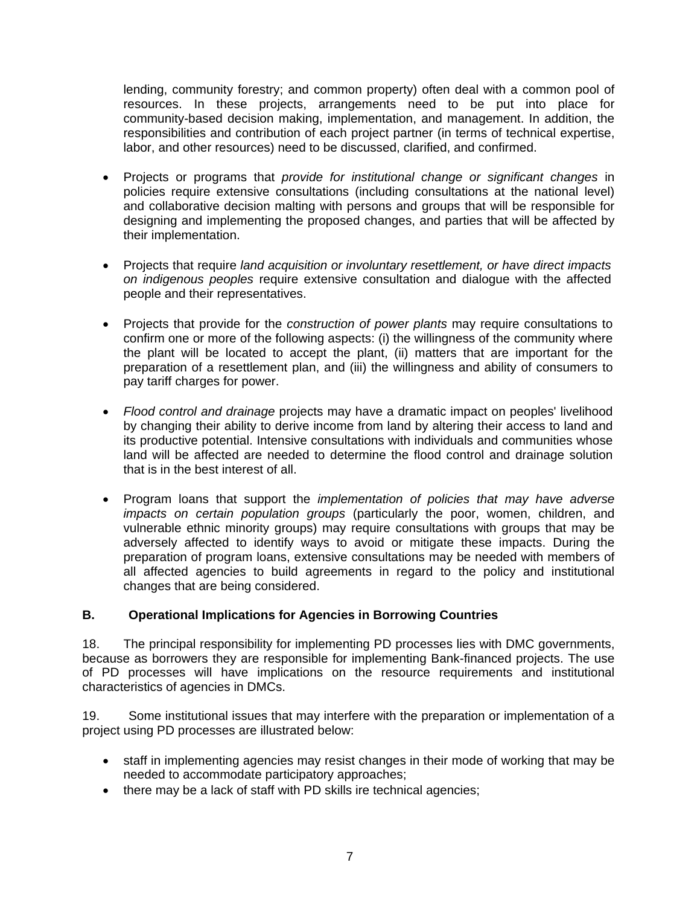lending, community forestry; and common property) often deal with a common pool of resources. In these projects, arrangements need to be put into place for community-based decision making, implementation, and management. In addition, the responsibilities and contribution of each project partner (in terms of technical expertise, labor, and other resources) need to be discussed, clarified, and confirmed.

- Projects or programs that *provide for institutional change or significant changes* in policies require extensive consultations (including consultations at the national level) and collaborative decision malting with persons and groups that will be responsible for designing and implementing the proposed changes, and parties that will be affected by their implementation.

- Projects that require *land acquisition or involuntary resettlement, or have direct impacts on indigenous peoples* require extensive consultation and dialogue with the affected people and their representatives.

- Projects that provide for the *construction of power plants* may require consultations to confirm one or more of the following aspects: (i) the willingness of the community where the plant will be located to accept the plant, (ii) matters that are important for the preparation of a resettlement plan, and (iii) the willingness and ability of consumers to pay tariff charges for power.

- *Flood control and drainage* projects may have a dramatic impact on peoples' livelihood by changing their ability to derive income from land by altering their access to land and its productive potential. Intensive consultations with individuals and communities whose land will be affected are needed to determine the flood control and drainage solution that is in the best interest of all.

- Program loans that support the *implementation of policies that may have adverse impacts on certain population groups* (particularly the poor, women, children, and vulnerable ethnic minority groups) may require consultations with groups that may be adversely affected to identify ways to avoid or mitigate these impacts. During the preparation of program loans, extensive consultations may be needed with members of all affected agencies to build agreements in regard to the policy and institutional changes that are being considered.

### B. Operational Implications for Agencies in Borrowing Countries

18. The principal responsibility for implementing PD processes lies with DMC governments, because as borrowers they are responsible for implementing Bank-financed projects. The use of PD processes will have implications on the resource requirements and institutional characteristics of agencies in DMCs.

19. Some institutional issues that may interfere with the preparation or implementation of a project using PD processes are illustrated below:

- staff in implementing agencies may resist changes in their mode of working that may be needed to accommodate participatory approaches;
- there may be a lack of staff with PD skills ire technical agencies;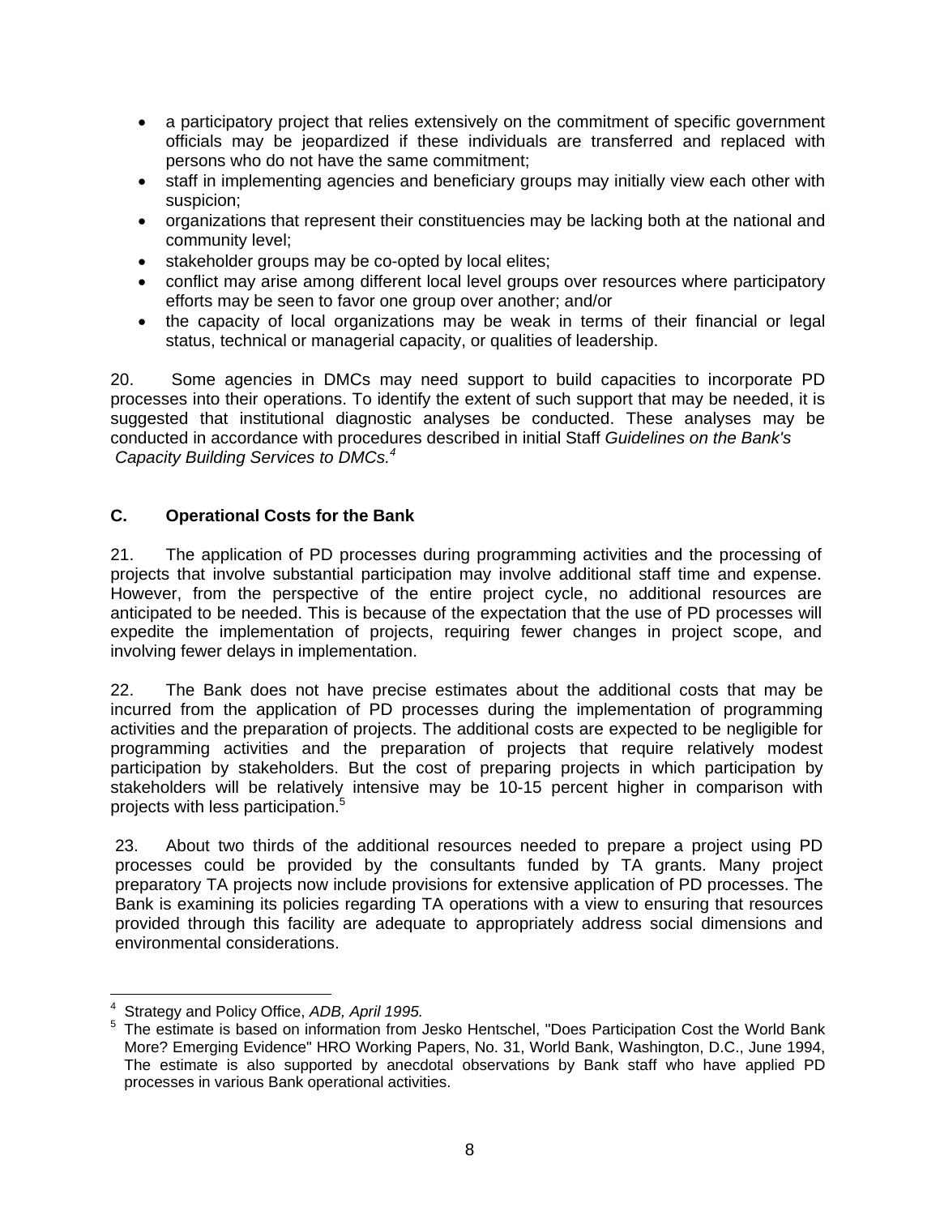- a participatory project that relies extensively on the commitment of specific government officials may be jeopardized if these individuals are transferred and replaced with persons who do not have the same commitment;
- staff in implementing agencies and beneficiary groups may initially view each other with suspicion;
- organizations that represent their constituencies may be lacking both at the national and community level;
- stakeholder groups may be co-opted by local elites;
- conflict may arise among different local level groups over resources where participatory efforts may be seen to favor one group over another; and/or
- the capacity of local organizations may be weak in terms of their financial or legal status, technical or managerial capacity, or qualities of leadership.

20. Some agencies in DMCs may need support to build capacities to incorporate PD processes into their operations. To identify the extent of such support that may be needed, it is suggested that institutional diagnostic analyses be conducted. These analyses may be conducted in accordance with procedures described in initial Staff *Guidelines on the Bank's Capacity Building Services to DMCs.*[4]

### C. Operational Costs for the Bank

21. The application of PD processes during programming activities and the processing of projects that involve substantial participation may involve additional staff time and expense. However, from the perspective of the entire project cycle, no additional resources are anticipated to be needed. This is because of the expectation that the use of PD processes will expedite the implementation of projects, requiring fewer changes in project scope, and involving fewer delays in implementation.

22. The Bank does not have precise estimates about the additional costs that may be incurred from the application of PD processes during the implementation of programming activities and the preparation of projects. The additional costs are expected to be negligible for programming activities and the preparation of projects that require relatively modest participation by stakeholders. But the cost of preparing projects in which participation by stakeholders will be relatively intensive may be 10-15 percent higher in comparison with projects with less participation.[5]

23. About two thirds of the additional resources needed to prepare a project using PD processes could be provided by the consultants funded by TA grants. Many project preparatory TA projects now include provisions for extensive application of PD processes. The Bank is examining its policies regarding TA operations with a view to ensuring that resources provided through this facility are adequate to appropriately address social dimensions and environmental considerations.

---

[4] Strategy and Policy Office, *ADB, April 1995.*

[5] The estimate is based on information from Jesko Hentschel, "Does Participation Cost the World Bank More? Emerging Evidence" HRO Working Papers, No. 31, World Bank, Washington, D.C., June 1994, The estimate is also supported by anecdotal observations by Bank staff who have applied PD processes in various Bank operational activities.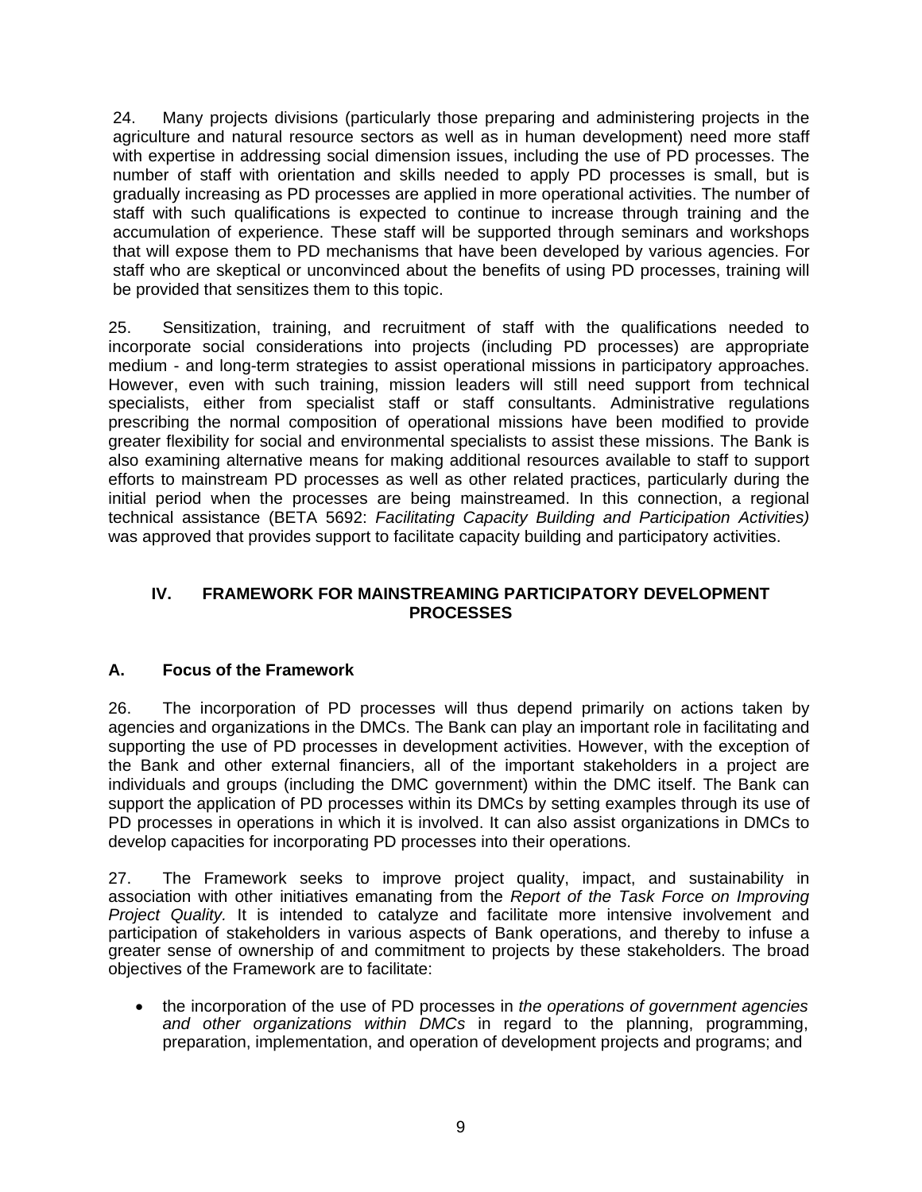24. Many projects divisions (particularly those preparing and administering projects in the agriculture and natural resource sectors as well as in human development) need more staff with expertise in addressing social dimension issues, including the use of PD processes. The number of staff with orientation and skills needed to apply PD processes is small, but is gradually increasing as PD processes are applied in more operational activities. The number of staff with such qualifications is expected to continue to increase through training and the accumulation of experience. These staff will be supported through seminars and workshops that will expose them to PD mechanisms that have been developed by various agencies. For staff who are skeptical or unconvinced about the benefits of using PD processes, training will be provided that sensitizes them to this topic.

25. Sensitization, training, and recruitment of staff with the qualifications needed to incorporate social considerations into projects (including PD processes) are appropriate medium - and long-term strategies to assist operational missions in participatory approaches. However, even with such training, mission leaders will still need support from technical specialists, either from specialist staff or staff consultants. Administrative regulations prescribing the normal composition of operational missions have been modified to provide greater flexibility for social and environmental specialists to assist these missions. The Bank is also examining alternative means for making additional resources available to staff to support efforts to mainstream PD processes as well as other related practices, particularly during the initial period when the processes are being mainstreamed. In this connection, a regional technical assistance (BETA 5692: *Facilitating Capacity Building and Participation Activities)* was approved that provides support to facilitate capacity building and participatory activities.

## IV. FRAMEWORK FOR MAINSTREAMING PARTICIPATORY DEVELOPMENT PROCESSES

### A. Focus of the Framework

26. The incorporation of PD processes will thus depend primarily on actions taken by agencies and organizations in the DMCs. The Bank can play an important role in facilitating and supporting the use of PD processes in development activities. However, with the exception of the Bank and other external financiers, all of the important stakeholders in a project are individuals and groups (including the DMC government) within the DMC itself. The Bank can support the application of PD processes within its DMCs by setting examples through its use of PD processes in operations in which it is involved. It can also assist organizations in DMCs to develop capacities for incorporating PD processes into their operations.

27. The Framework seeks to improve project quality, impact, and sustainability in association with other initiatives emanating from the *Report of the Task Force on Improving Project Quality.* It is intended to catalyze and facilitate more intensive involvement and participation of stakeholders in various aspects of Bank operations, and thereby to infuse a greater sense of ownership of and commitment to projects by these stakeholders. The broad objectives of the Framework are to facilitate:

- the incorporation of the use of PD processes in *the operations of government agencies and other organizations within DMCs* in regard to the planning, programming, preparation, implementation, and operation of development projects and programs; and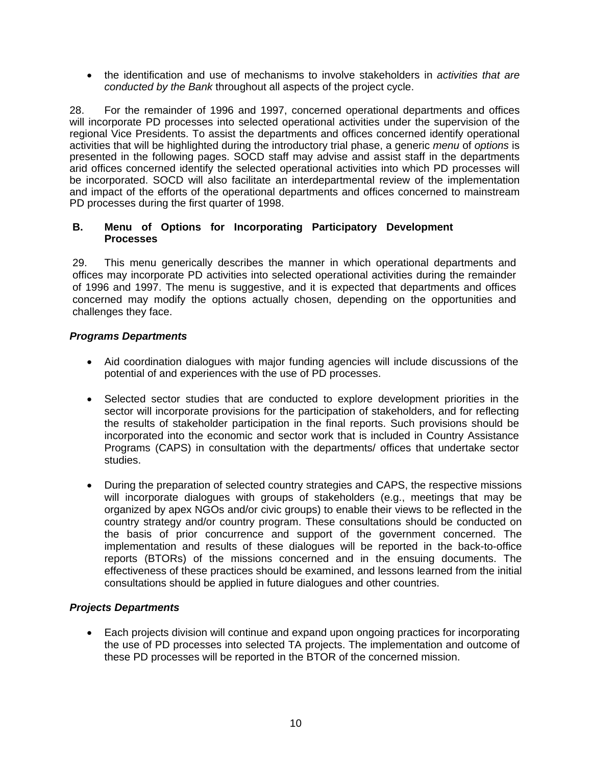- the identification and use of mechanisms to involve stakeholders in *activities that are conducted by the Bank* throughout all aspects of the project cycle.

28. For the remainder of 1996 and 1997, concerned operational departments and offices will incorporate PD processes into selected operational activities under the supervision of the regional Vice Presidents. To assist the departments and offices concerned identify operational activities that will be highlighted during the introductory trial phase, a generic *menu* of *options* is presented in the following pages. SOCD staff may advise and assist staff in the departments arid offices concerned identify the selected operational activities into which PD processes will be incorporated. SOCD will also facilitate an interdepartmental review of the implementation and impact of the efforts of the operational departments and offices concerned to mainstream PD processes during the first quarter of 1998.

### B. Menu of Options for Incorporating Participatory Development Processes

29. This menu generically describes the manner in which operational departments and offices may incorporate PD activities into selected operational activities during the remainder of 1996 and 1997. The menu is suggestive, and it is expected that departments and offices concerned may modify the options actually chosen, depending on the opportunities and challenges they face.

***Programs Departments***

- Aid coordination dialogues with major funding agencies will include discussions of the potential of and experiences with the use of PD processes.

- Selected sector studies that are conducted to explore development priorities in the sector will incorporate provisions for the participation of stakeholders, and for reflecting the results of stakeholder participation in the final reports. Such provisions should be incorporated into the economic and sector work that is included in Country Assistance Programs (CAPS) in consultation with the departments/ offices that undertake sector studies.

- During the preparation of selected country strategies and CAPS, the respective missions will incorporate dialogues with groups of stakeholders (e.g., meetings that may be organized by apex NGOs and/or civic groups) to enable their views to be reflected in the country strategy and/or country program. These consultations should be conducted on the basis of prior concurrence and support of the government concerned. The implementation and results of these dialogues will be reported in the back-to-office reports (BTORs) of the missions concerned and in the ensuing documents. The effectiveness of these practices should be examined, and lessons learned from the initial consultations should be applied in future dialogues and other countries.

***Projects Departments***

- Each projects division will continue and expand upon ongoing practices for incorporating the use of PD processes into selected TA projects. The implementation and outcome of these PD processes will be reported in the BTOR of the concerned mission.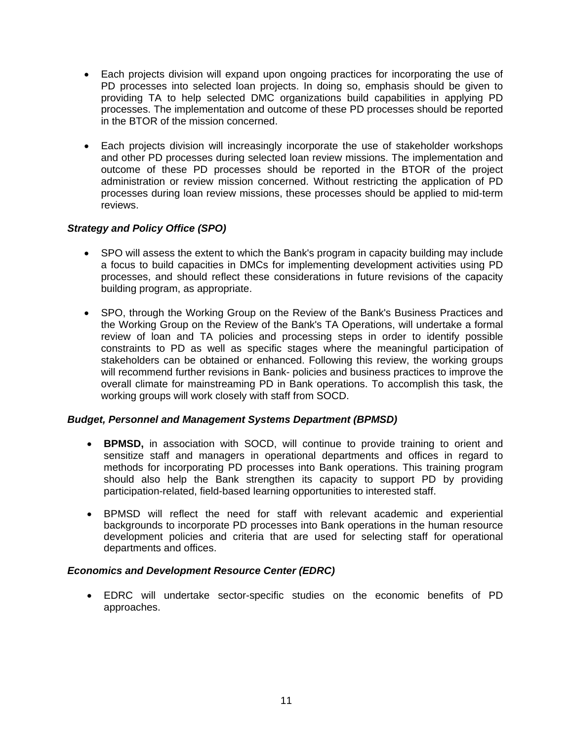- Each projects division will expand upon ongoing practices for incorporating the use of PD processes into selected loan projects. In doing so, emphasis should be given to providing TA to help selected DMC organizations build capabilities in applying PD processes. The implementation and outcome of these PD processes should be reported in the BTOR of the mission concerned.

- Each projects division will increasingly incorporate the use of stakeholder workshops and other PD processes during selected loan review missions. The implementation and outcome of these PD processes should be reported in the BTOR of the project administration or review mission concerned. Without restricting the application of PD processes during loan review missions, these processes should be applied to mid-term reviews.

***Strategy and Policy Office (SPO)***

- SPO will assess the extent to which the Bank's program in capacity building may include a focus to build capacities in DMCs for implementing development activities using PD processes, and should reflect these considerations in future revisions of the capacity building program, as appropriate.

- SPO, through the Working Group on the Review of the Bank's Business Practices and the Working Group on the Review of the Bank's TA Operations, will undertake a formal review of loan and TA policies and processing steps in order to identify possible constraints to PD as well as specific stages where the meaningful participation of stakeholders can be obtained or enhanced. Following this review, the working groups will recommend further revisions in Bank- policies and business practices to improve the overall climate for mainstreaming PD in Bank operations. To accomplish this task, the working groups will work closely with staff from SOCD.

***Budget, Personnel and Management Systems Department (BPMSD)***

- **BPMSD,** in association with SOCD, will continue to provide training to orient and sensitize staff and managers in operational departments and offices in regard to methods for incorporating PD processes into Bank operations. This training program should also help the Bank strengthen its capacity to support PD by providing participation-related, field-based learning opportunities to interested staff.

- BPMSD will reflect the need for staff with relevant academic and experiential backgrounds to incorporate PD processes into Bank operations in the human resource development policies and criteria that are used for selecting staff for operational departments and offices.

***Economics and Development Resource Center (EDRC)***

- EDRC will undertake sector-specific studies on the economic benefits of PD approaches.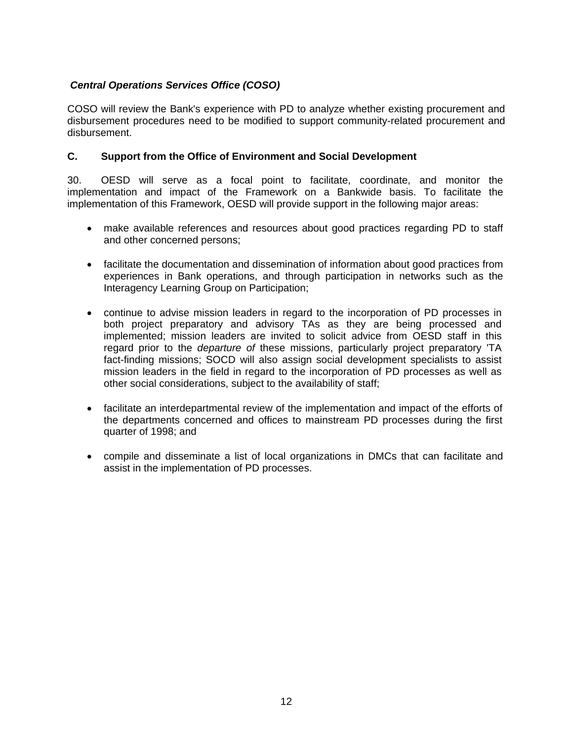***Central Operations Services Office (COSO)***

COSO will review the Bank's experience with PD to analyze whether existing procurement and disbursement procedures need to be modified to support community-related procurement and disbursement.

**C. Support from the Office of Environment and Social Development**

30. OESD will serve as a focal point to facilitate, coordinate, and monitor the implementation and impact of the Framework on a Bankwide basis. To facilitate the implementation of this Framework, OESD will provide support in the following major areas:

- make available references and resources about good practices regarding PD to staff and other concerned persons;
- facilitate the documentation and dissemination of information about good practices from experiences in Bank operations, and through participation in networks such as the Interagency Learning Group on Participation;
- continue to advise mission leaders in regard to the incorporation of PD processes in both project preparatory and advisory TAs as they are being processed and implemented; mission leaders are invited to solicit advice from OESD staff in this regard prior to the *departure of* these missions, particularly project preparatory 'TA fact-finding missions; SOCD will also assign social development specialists to assist mission leaders in the field in regard to the incorporation of PD processes as well as other social considerations, subject to the availability of staff;
- facilitate an interdepartmental review of the implementation and impact of the efforts of the departments concerned and offices to mainstream PD processes during the first quarter of 1998; and
- compile and disseminate a list of local organizations in DMCs that can facilitate and assist in the implementation of PD processes.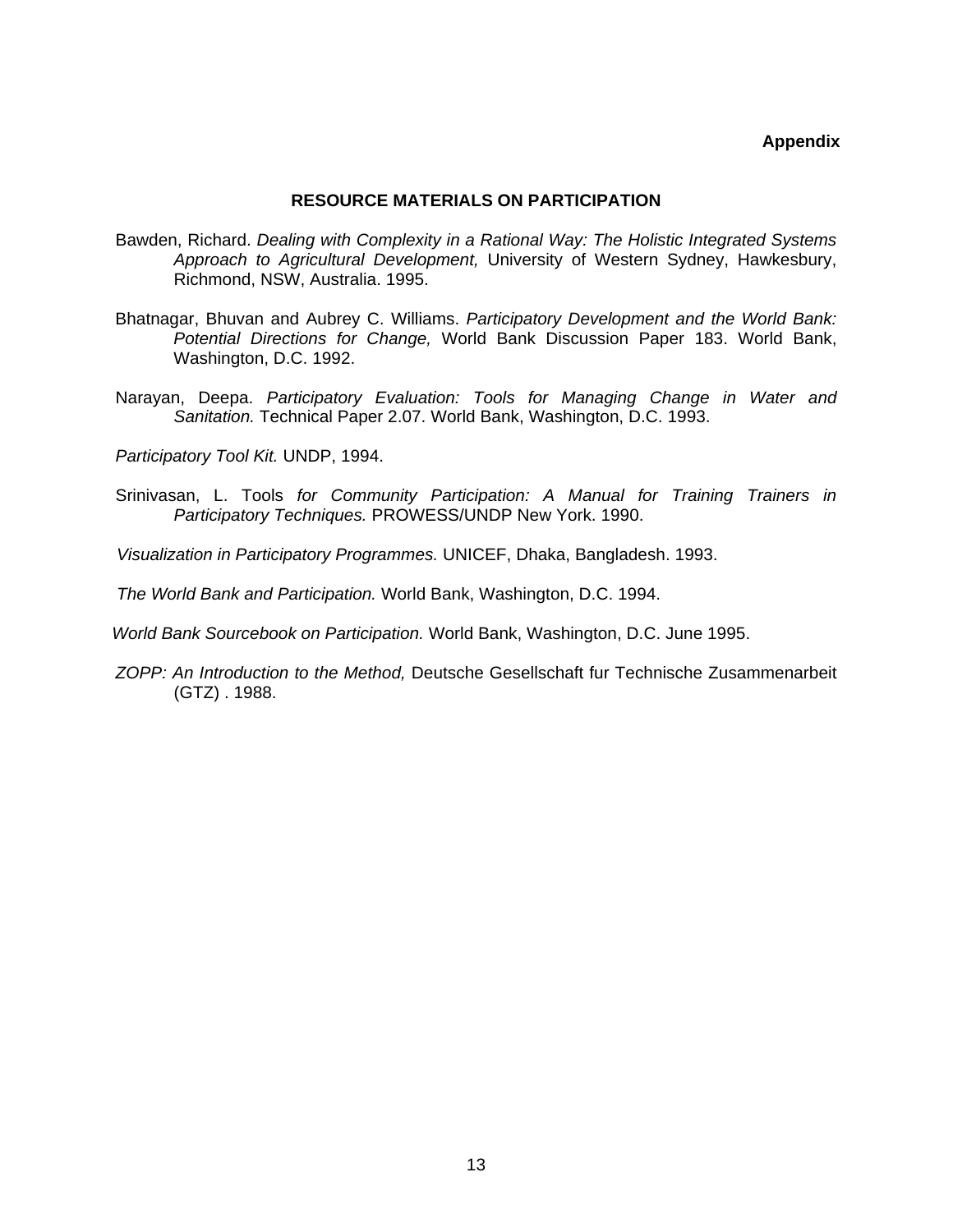**Appendix**

## RESOURCE MATERIALS ON PARTICIPATION

Bawden, Richard. *Dealing with Complexity in a Rational Way: The Holistic Integrated Systems Approach to Agricultural Development,* University of Western Sydney, Hawkesbury, Richmond, NSW, Australia. 1995.

Bhatnagar, Bhuvan and Aubrey C. Williams. *Participatory Development and the World Bank: Potential Directions for Change,* World Bank Discussion Paper 183. World Bank, Washington, D.C. 1992.

Narayan, Deepa. *Participatory Evaluation: Tools for Managing Change in Water and Sanitation.* Technical Paper 2.07. World Bank, Washington, D.C. 1993.

*Participatory Tool Kit.* UNDP, 1994.

Srinivasan, L. Tools *for Community Participation: A Manual for Training Trainers in Participatory Techniques.* PROWESS/UNDP New York. 1990.

*Visualization in Participatory Programmes.* UNICEF, Dhaka, Bangladesh. 1993.

*The World Bank and Participation.* World Bank, Washington, D.C. 1994.

*World Bank Sourcebook on Participation.* World Bank, Washington, D.C. June 1995.

*ZOPP: An Introduction to the Method,* Deutsche Gesellschaft fur Technische Zusammenarbeit (GTZ) . 1988.